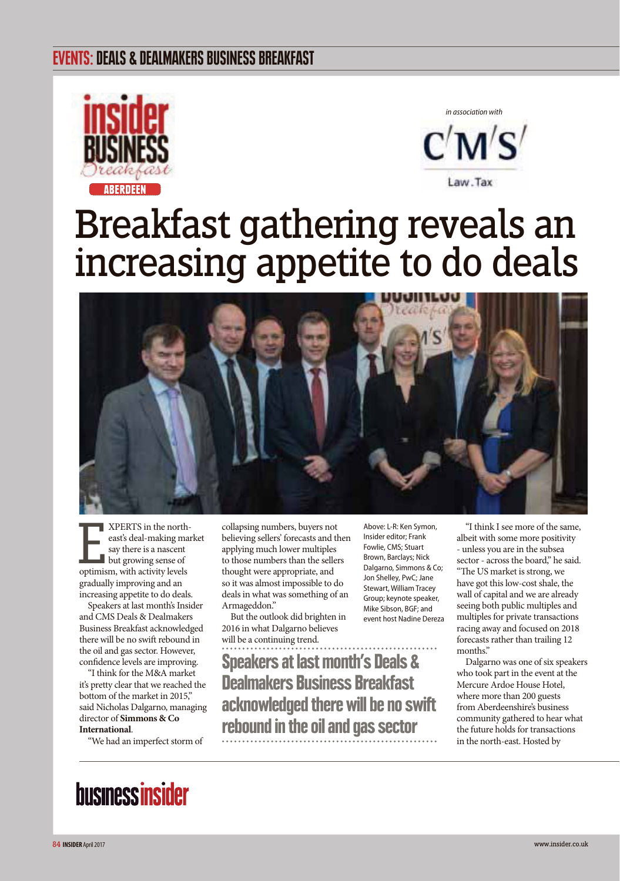EVENTS: DEALS & DEALMAKERS BUSINESS BREAKFAST

insider BUSINESS Breakfast ABERDEEN

*in association with*

CMS Law.Tax

# Breakfast gathering reveals an increasing appetite to do deals

Above: L-R: Ken Symon, Insider editor; Frank Fowlie, CMS; Stuart Brown, Barclays; Nick Dalgarno, Simmons & Co; Jon Shelley, PwC; Jane Stewart, William Tracey Group; keynote speaker, Mike Sibson, BGF; and event host Nadine Dereza

EXPERTS in the north-east's deal-making market say there is a nascent but growing sense of optimism, with activity levels gradually improving and an increasing appetite to do deals.

Speakers at last month's Insider and CMS Deals & Dealmakers Business Breakfast acknowledged there will be no swift rebound in the oil and gas sector. However, confidence levels are improving.

"I think for the M&A market it's pretty clear that we reached the bottom of the market in 2015," said Nicholas Dalgarno, managing director of **Simmons & Co International**.

"We had an imperfect storm of collapsing numbers, buyers not believing sellers' forecasts and then applying much lower multiples to those numbers than the sellers thought were appropriate, and so it was almost impossible to do deals in what was something of an Armageddon."

But the outlook did brighten in 2016 in what Dalgarno believes will be a continuing trend.

## Speakers at last month's Deals & Dealmakers Business Breakfast acknowledged there will be no swift rebound in the oil and gas sector

"I think I see more of the same, albeit with some more positivity - unless you are in the subsea sector - across the board," he said. "The US market is strong, we have got this low-cost shale, the wall of capital and we are already seeing both public multiples and multiples for private transactions racing away and focused on 2018 forecasts rather than trailing 12 months."

Dalgarno was one of six speakers who took part in the event at the Mercure Ardoe House Hotel, where more than 200 guests from Aberdeenshire's business community gathered to hear what the future holds for transactions in the north-east. Hosted by

businessinsider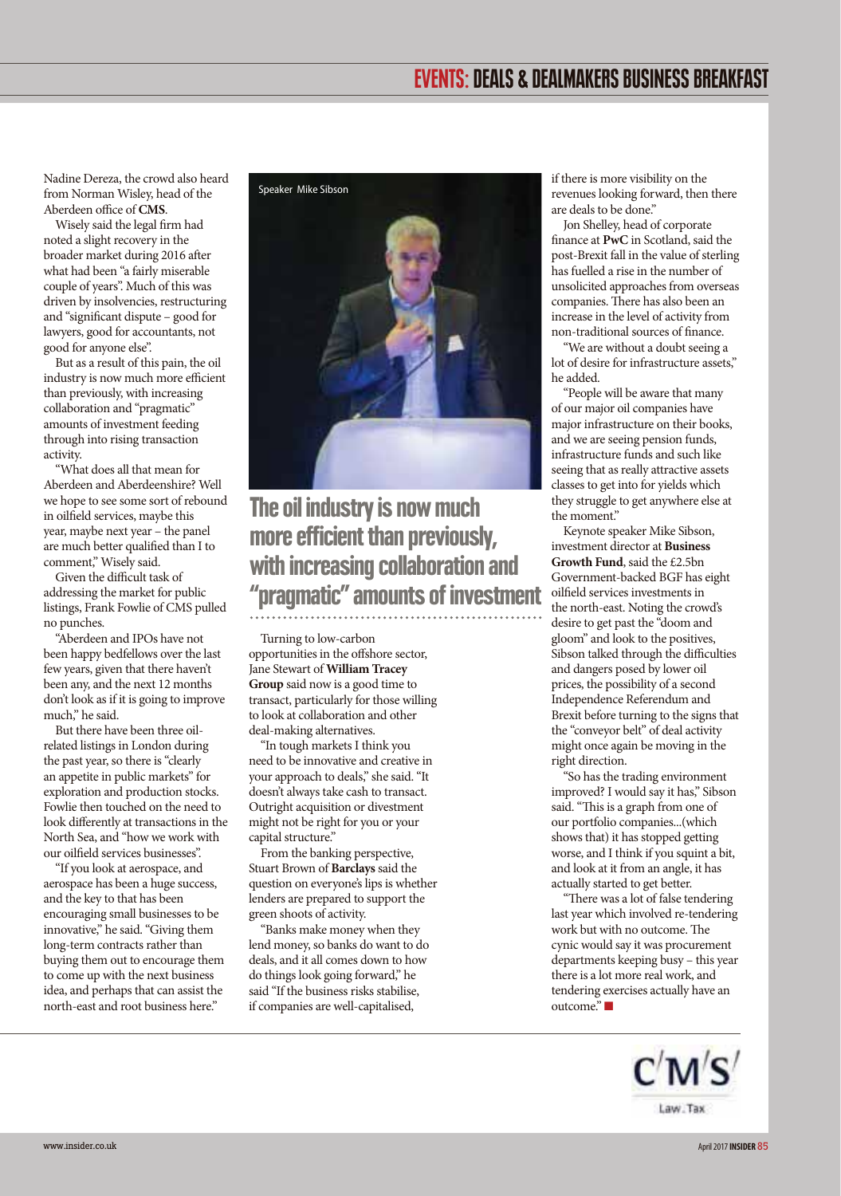Nadine Dereza, the crowd also heard from Norman Wisley, head of the Aberdeen office of **CMS**.

Wisely said the legal firm had noted a slight recovery in the broader market during 2016 after what had been "a fairly miserable couple of years". Much of this was driven by insolvencies, restructuring and "significant dispute – good for lawyers, good for accountants, not good for anyone else".

But as a result of this pain, the oil industry is now much more efficient than previously, with increasing collaboration and "pragmatic" amounts of investment feeding through into rising transaction activity.

"What does all that mean for Aberdeen and Aberdeenshire? Well we hope to see some sort of rebound in oilfield services, maybe this year, maybe next year – the panel are much better qualified than I to comment," Wisely said.

Given the difficult task of addressing the market for public listings, Frank Fowlie of CMS pulled no punches.

"Aberdeen and IPOs have not been happy bedfellows over the last few years, given that there haven't been any, and the next 12 months don't look as if it is going to improve much," he said.

But there have been three oil-related listings in London during the past year, so there is "clearly an appetite in public markets" for exploration and production stocks. Fowlie then touched on the need to look differently at transactions in the North Sea, and "how we work with our oilfield services businesses".

"If you look at aerospace, and aerospace has been a huge success, and the key to that has been encouraging small businesses to be innovative," he said. "Giving them long-term contracts rather than buying them out to encourage them to come up with the next business idea, and perhaps that can assist the north-east and root business here."

Speaker Mike Sibson

## The oil industry is now much more efficient than previously, with increasing collaboration and "pragmatic" amounts of investment

Turning to low-carbon opportunities in the offshore sector, Jane Stewart of **William Tracey Group** said now is a good time to transact, particularly for those willing to look at collaboration and other deal-making alternatives.

"In tough markets I think you need to be innovative and creative in your approach to deals," she said. "It doesn't always take cash to transact. Outright acquisition or divestment might not be right for you or your capital structure."

From the banking perspective, Stuart Brown of **Barclays** said the question on everyone's lips is whether lenders are prepared to support the green shoots of activity.

"Banks make money when they lend money, so banks do want to do deals, and it all comes down to how do things look going forward," he said "If the business risks stabilise, if companies are well-capitalised, if there is more visibility on the revenues looking forward, then there are deals to be done."

Jon Shelley, head of corporate finance at **PwC** in Scotland, said the post-Brexit fall in the value of sterling has fuelled a rise in the number of unsolicited approaches from overseas companies. There has also been an increase in the level of activity from non-traditional sources of finance.

"We are without a doubt seeing a lot of desire for infrastructure assets," he added.

"People will be aware that many of our major oil companies have major infrastructure on their books, and we are seeing pension funds, infrastructure funds and such like seeing that as really attractive assets classes to get into for yields which they struggle to get anywhere else at the moment."

Keynote speaker Mike Sibson, investment director at **Business Growth Fund**, said the £2.5bn Government-backed BGF has eight oilfield services investments in the north-east. Noting the crowd's desire to get past the "doom and gloom" and look to the positives, Sibson talked through the difficulties and dangers posed by lower oil prices, the possibility of a second Independence Referendum and Brexit before turning to the signs that the "conveyor belt" of deal activity might once again be moving in the right direction.

"So has the trading environment improved? I would say it has," Sibson said. "This is a graph from one of our portfolio companies...(which shows that) it has stopped getting worse, and I think if you squint a bit, and look at it from an angle, it has actually started to get better.

"There was a lot of false tendering last year which involved re-tendering work but with no outcome. The cynic would say it was procurement departments keeping busy – this year there is a lot more real work, and tendering exercises actually have an outcome." ■

C/M/S/ Law.Tax